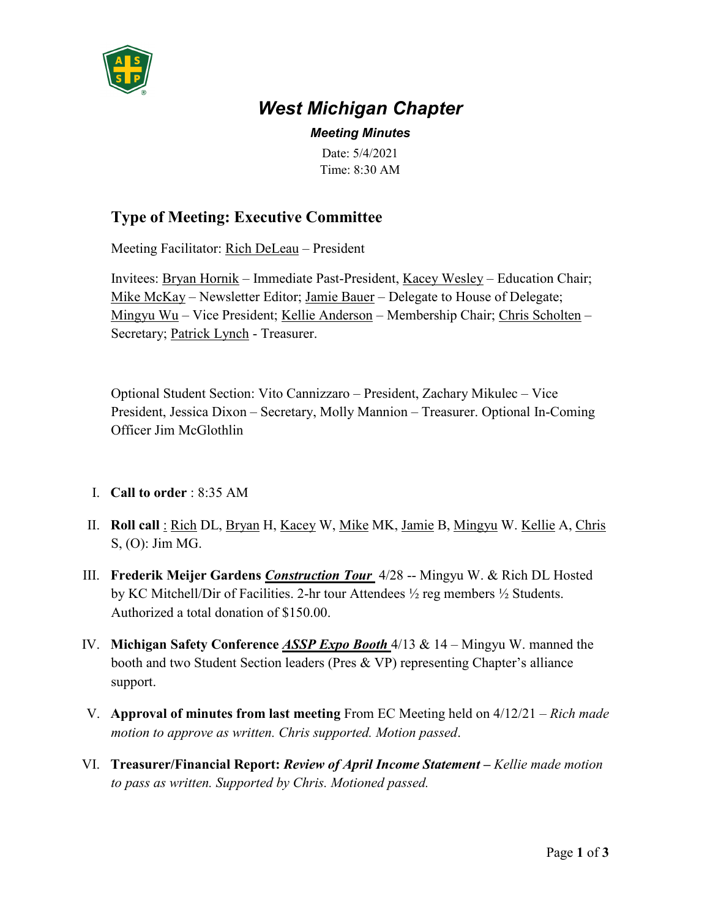# West Michigan Chapter

***Meeting Minutes***

Date: 5/4/2021
Time: 8:30 AM

## Type of Meeting: Executive Committee

Meeting Facilitator: Rich DeLeau – President

Invitees: Bryan Hornik – Immediate Past-President, Kacey Wesley – Education Chair; Mike McKay – Newsletter Editor; Jamie Bauer – Delegate to House of Delegate; Mingyu Wu – Vice President; Kellie Anderson – Membership Chair; Chris Scholten – Secretary; Patrick Lynch - Treasurer.

Optional Student Section: Vito Cannizzaro – President, Zachary Mikulec – Vice President, Jessica Dixon – Secretary, Molly Mannion – Treasurer. Optional In-Coming Officer Jim McGlothlin

I. **Call to order** : 8:35 AM

II. **Roll call** : Rich DL, Bryan H, Kacey W, Mike MK, Jamie B, Mingyu W. Kellie A, Chris S, (O): Jim MG.

III. **Frederik Meijer Gardens *Construction Tour*** 4/28 -- Mingyu W. & Rich DL Hosted by KC Mitchell/Dir of Facilities. 2-hr tour Attendees ½ reg members ½ Students. Authorized a total donation of $150.00.

IV. **Michigan Safety Conference *ASSP Expo Booth*** 4/13 & 14 – Mingyu W. manned the booth and two Student Section leaders (Pres & VP) representing Chapter's alliance support.

V. **Approval of minutes from last meeting** From EC Meeting held on 4/12/21 – *Rich made motion to approve as written. Chris supported. Motion passed*.

VI. **Treasurer/Financial Report: *Review of April Income Statement –*** *Kellie made motion to pass as written. Supported by Chris. Motioned passed.*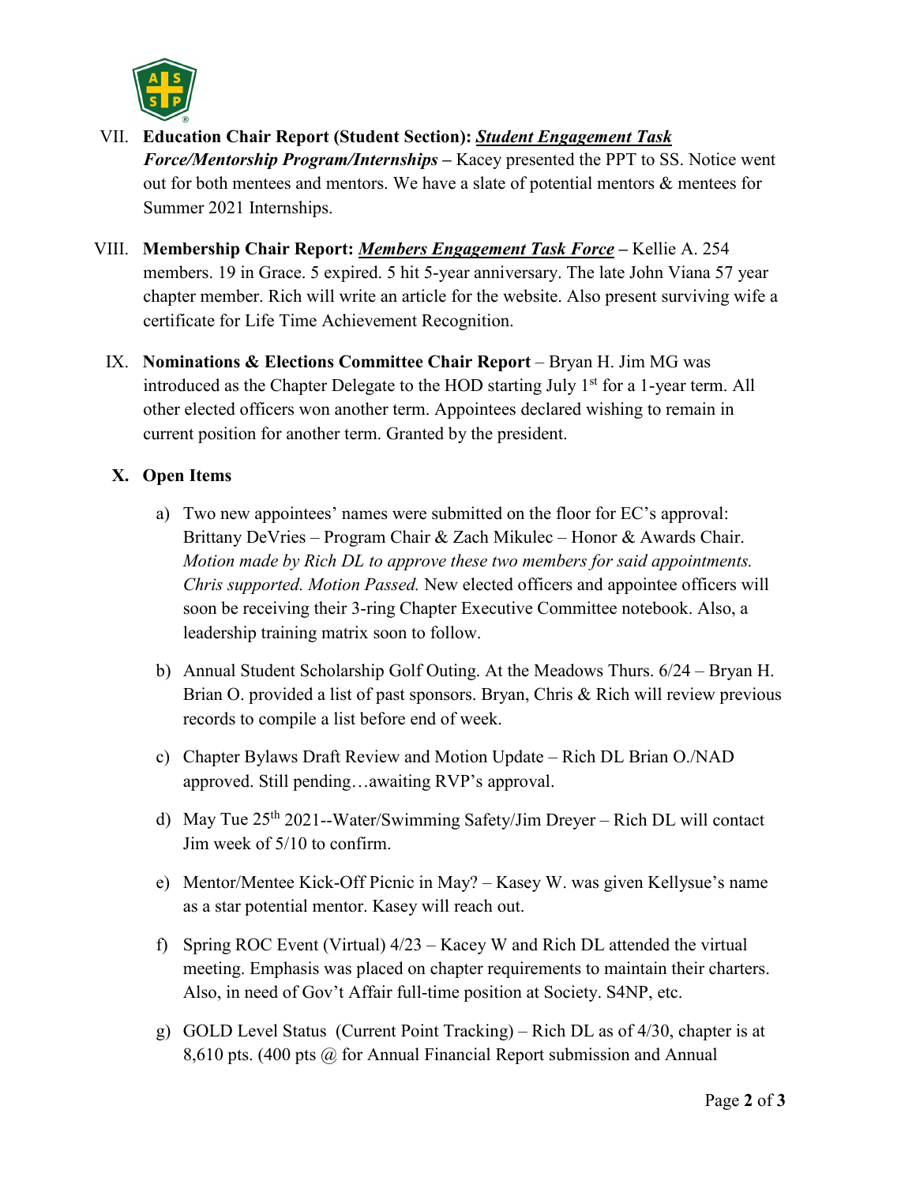VII. **Education Chair Report (Student Section):** ***<u>Student Engagement Task Force/Mentorship Program/Internships</u>*** **–** Kacey presented the PPT to SS. Notice went out for both mentees and mentors. We have a slate of potential mentors & mentees for Summer 2021 Internships.

VIII. **Membership Chair Report:** ***<u>Members Engagement Task Force</u>*** **–** Kellie A. 254 members. 19 in Grace. 5 expired. 5 hit 5-year anniversary. The late John Viana 57 year chapter member. Rich will write an article for the website. Also present surviving wife a certificate for Life Time Achievement Recognition.

IX. **Nominations & Elections Committee Chair Report** – Bryan H. Jim MG was introduced as the Chapter Delegate to the HOD starting July 1st for a 1-year term. All other elected officers won another term. Appointees declared wishing to remain in current position for another term. Granted by the president.

## X. Open Items

a) Two new appointees' names were submitted on the floor for EC's approval: Brittany DeVries – Program Chair & Zach Mikulec – Honor & Awards Chair. *Motion made by Rich DL to approve these two members for said appointments. Chris supported. Motion Passed.* New elected officers and appointee officers will soon be receiving their 3-ring Chapter Executive Committee notebook. Also, a leadership training matrix soon to follow.

b) Annual Student Scholarship Golf Outing. At the Meadows Thurs. 6/24 – Bryan H. Brian O. provided a list of past sponsors. Bryan, Chris & Rich will review previous records to compile a list before end of week.

c) Chapter Bylaws Draft Review and Motion Update – Rich DL Brian O./NAD approved. Still pending…awaiting RVP's approval.

d) May Tue 25th 2021--Water/Swimming Safety/Jim Dreyer – Rich DL will contact Jim week of 5/10 to confirm.

e) Mentor/Mentee Kick-Off Picnic in May? – Kasey W. was given Kellysue's name as a star potential mentor. Kasey will reach out.

f) Spring ROC Event (Virtual) 4/23 – Kacey W and Rich DL attended the virtual meeting. Emphasis was placed on chapter requirements to maintain their charters. Also, in need of Gov't Affair full-time position at Society. S4NP, etc.

g) GOLD Level Status (Current Point Tracking) – Rich DL as of 4/30, chapter is at 8,610 pts. (400 pts @ for Annual Financial Report submission and Annual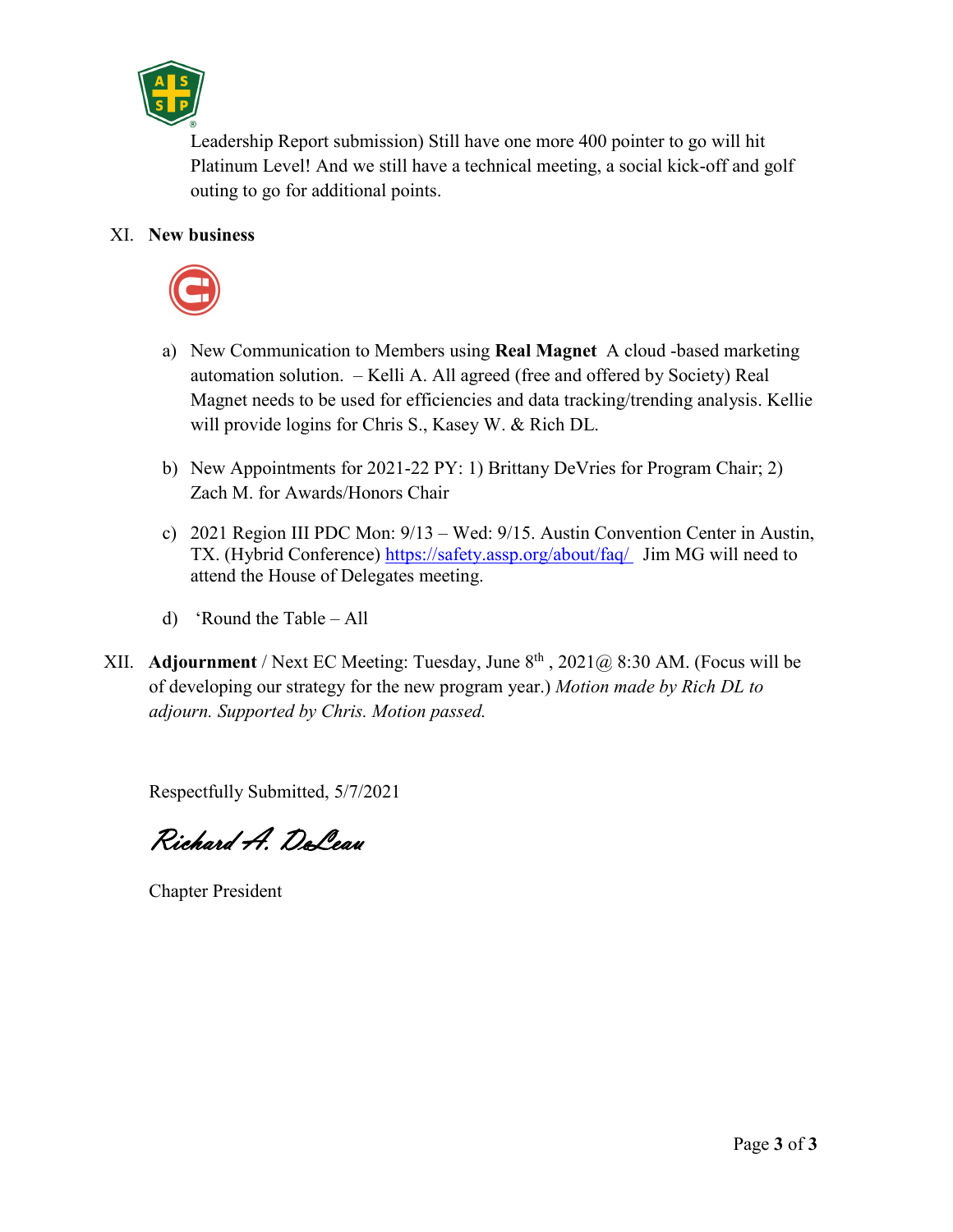Leadership Report submission) Still have one more 400 pointer to go will hit Platinum Level! And we still have a technical meeting, a social kick-off and golf outing to go for additional points.

XI. **New business**

a) New Communication to Members using **Real Magnet** A cloud -based marketing automation solution. – Kelli A. All agreed (free and offered by Society) Real Magnet needs to be used for efficiencies and data tracking/trending analysis. Kellie will provide logins for Chris S., Kasey W. & Rich DL.

b) New Appointments for 2021-22 PY: 1) Brittany DeVries for Program Chair; 2) Zach M. for Awards/Honors Chair

c) 2021 Region III PDC Mon: 9/13 – Wed: 9/15. Austin Convention Center in Austin, TX. (Hybrid Conference) https://safety.assp.org/about/faq/ Jim MG will need to attend the House of Delegates meeting.

d) 'Round the Table – All

XII. **Adjournment** / Next EC Meeting: Tuesday, June 8th , 2021@ 8:30 AM. (Focus will be of developing our strategy for the new program year.) *Motion made by Rich DL to adjourn. Supported by Chris. Motion passed.*

Respectfully Submitted, 5/7/2021

*Richard A. DeLeau*

Chapter President